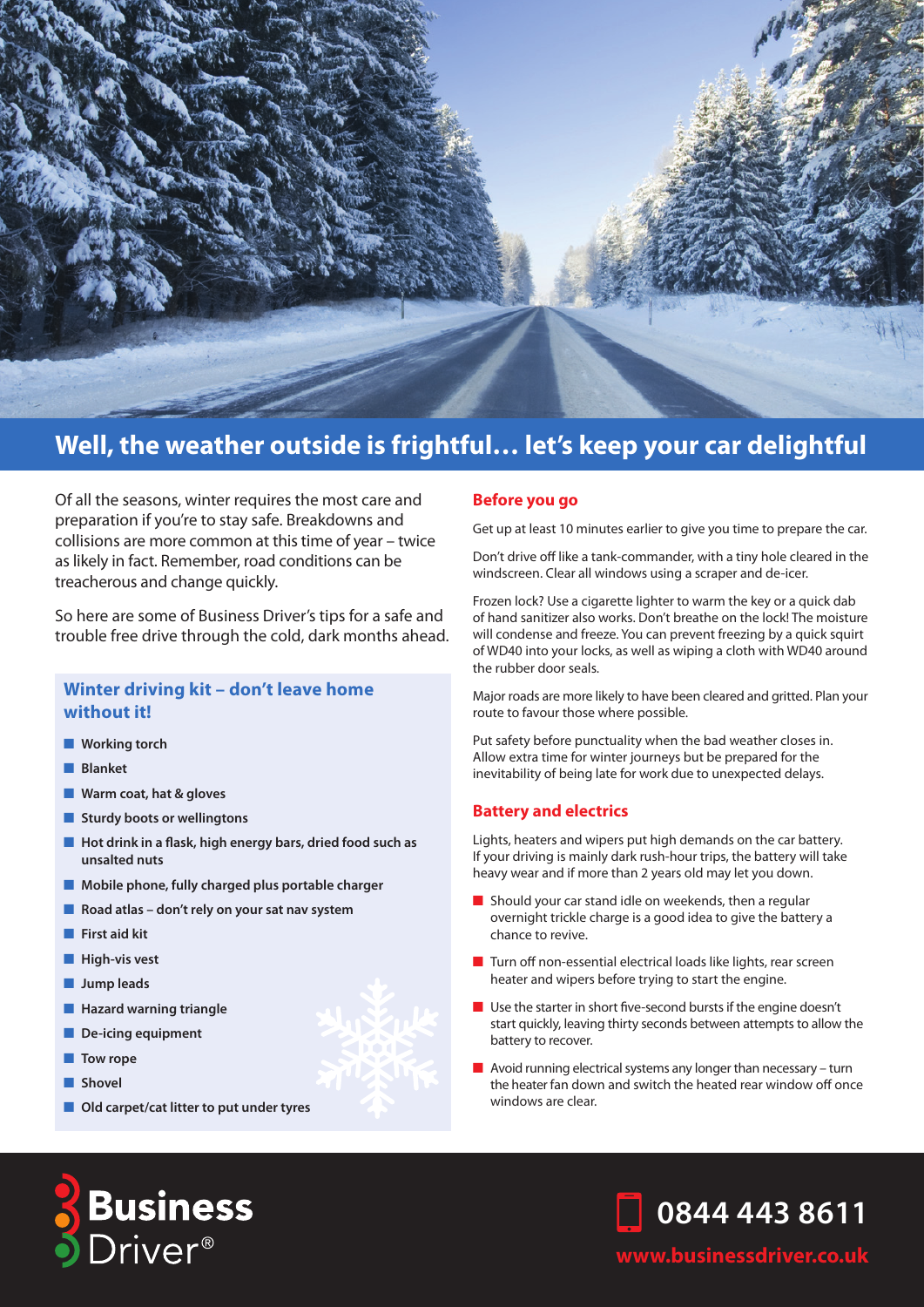# Well, the weather outside is frightful… let's keep your car delightful

Of all the seasons, winter requires the most care and preparation if you're to stay safe. Breakdowns and collisions are more common at this time of year – twice as likely in fact. Remember, road conditions can be treacherous and change quickly.

So here are some of Business Driver's tips for a safe and trouble free drive through the cold, dark months ahead.

## Winter driving kit – don't leave home without it!

- **Working torch**
- **Blanket**
- **Warm coat, hat & gloves**
- **Sturdy boots or wellingtons**
- **Hot drink in a flask, high energy bars, dried food such as unsalted nuts**
- **Mobile phone, fully charged plus portable charger**
- **Road atlas – don't rely on your sat nav system**
- **First aid kit**
- **High-vis vest**
- **Jump leads**
- **Hazard warning triangle**
- **De-icing equipment**
- **Tow rope**
- **Shovel**
- **Old carpet/cat litter to put under tyres**

## Before you go

Get up at least 10 minutes earlier to give you time to prepare the car.

Don't drive off like a tank-commander, with a tiny hole cleared in the windscreen. Clear all windows using a scraper and de-icer.

Frozen lock? Use a cigarette lighter to warm the key or a quick dab of hand sanitizer also works. Don't breathe on the lock! The moisture will condense and freeze. You can prevent freezing by a quick squirt of WD40 into your locks, as well as wiping a cloth with WD40 around the rubber door seals.

Major roads are more likely to have been cleared and gritted. Plan your route to favour those where possible.

Put safety before punctuality when the bad weather closes in. Allow extra time for winter journeys but be prepared for the inevitability of being late for work due to unexpected delays.

## Battery and electrics

Lights, heaters and wipers put high demands on the car battery. If your driving is mainly dark rush-hour trips, the battery will take heavy wear and if more than 2 years old may let you down.

- Should your car stand idle on weekends, then a regular overnight trickle charge is a good idea to give the battery a chance to revive.
- Turn off non-essential electrical loads like lights, rear screen heater and wipers before trying to start the engine.
- Use the starter in short five-second bursts if the engine doesn't start quickly, leaving thirty seconds between attempts to allow the battery to recover.
- Avoid running electrical systems any longer than necessary – turn the heater fan down and switch the heated rear window off once windows are clear.

Business Driver®

0844 443 8611

www.businessdriver.co.uk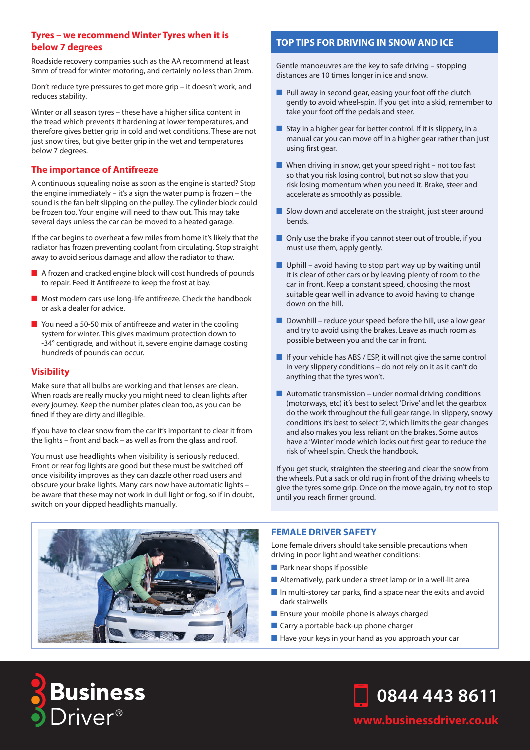## Tyres – we recommend Winter Tyres when it is below 7 degrees

Roadside recovery companies such as the AA recommend at least 3mm of tread for winter motoring, and certainly no less than 2mm.

Don't reduce tyre pressures to get more grip – it doesn't work, and reduces stability.

Winter or all season tyres – these have a higher silica content in the tread which prevents it hardening at lower temperatures, and therefore gives better grip in cold and wet conditions. These are not just snow tires, but give better grip in the wet and temperatures below 7 degrees.

## The importance of Antifreeze

A continuous squealing noise as soon as the engine is started? Stop the engine immediately – it's a sign the water pump is frozen – the sound is the fan belt slipping on the pulley. The cylinder block could be frozen too. Your engine will need to thaw out. This may take several days unless the car can be moved to a heated garage.

If the car begins to overheat a few miles from home it's likely that the radiator has frozen preventing coolant from circulating. Stop straight away to avoid serious damage and allow the radiator to thaw.

- A frozen and cracked engine block will cost hundreds of pounds to repair. Feed it Antifreeze to keep the frost at bay.
- Most modern cars use long-life antifreeze. Check the handbook or ask a dealer for advice.
- You need a 50-50 mix of antifreeze and water in the cooling system for winter. This gives maximum protection down to -34° centigrade, and without it, severe engine damage costing hundreds of pounds can occur.

## Visibility

Make sure that all bulbs are working and that lenses are clean. When roads are really mucky you might need to clean lights after every journey. Keep the number plates clean too, as you can be fined if they are dirty and illegible.

If you have to clear snow from the car it's important to clear it from the lights – front and back – as well as from the glass and roof.

You must use headlights when visibility is seriously reduced. Front or rear fog lights are good but these must be switched off once visibility improves as they can dazzle other road users and obscure your brake lights. Many cars now have automatic lights – be aware that these may not work in dull light or fog, so if in doubt, switch on your dipped headlights manually.

## TOP TIPS FOR DRIVING IN SNOW AND ICE

Gentle manoeuvres are the key to safe driving – stopping distances are 10 times longer in ice and snow.

- Pull away in second gear, easing your foot off the clutch gently to avoid wheel-spin. If you get into a skid, remember to take your foot off the pedals and steer.
- Stay in a higher gear for better control. If it is slippery, in a manual car you can move off in a higher gear rather than just using first gear.
- When driving in snow, get your speed right – not too fast so that you risk losing control, but not so slow that you risk losing momentum when you need it. Brake, steer and accelerate as smoothly as possible.
- Slow down and accelerate on the straight, just steer around bends.
- Only use the brake if you cannot steer out of trouble, if you must use them, apply gently.
- Uphill – avoid having to stop part way up by waiting until it is clear of other cars or by leaving plenty of room to the car in front. Keep a constant speed, choosing the most suitable gear well in advance to avoid having to change down on the hill.
- Downhill – reduce your speed before the hill, use a low gear and try to avoid using the brakes. Leave as much room as possible between you and the car in front.
- If your vehicle has ABS / ESP, it will not give the same control in very slippery conditions – do not rely on it as it can't do anything that the tyres won't.
- Automatic transmission – under normal driving conditions (motorways, etc) it's best to select 'Drive' and let the gearbox do the work throughout the full gear range. In slippery, snowy conditions it's best to select '2', which limits the gear changes and also makes you less reliant on the brakes. Some autos have a 'Winter' mode which locks out first gear to reduce the risk of wheel spin. Check the handbook.

If you get stuck, straighten the steering and clear the snow from the wheels. Put a sack or old rug in front of the driving wheels to give the tyres some grip. Once on the move again, try not to stop until you reach firmer ground.

## FEMALE DRIVER SAFETY

Lone female drivers should take sensible precautions when driving in poor light and weather conditions:

- Park near shops if possible
- Alternatively, park under a street lamp or in a well-lit area
- In multi-storey car parks, find a space near the exits and avoid dark stairwells
- Ensure your mobile phone is always charged
- Carry a portable back-up phone charger
- Have your keys in your hand as you approach your car

Business Driver®

0844 443 8611

www.businessdriver.co.uk